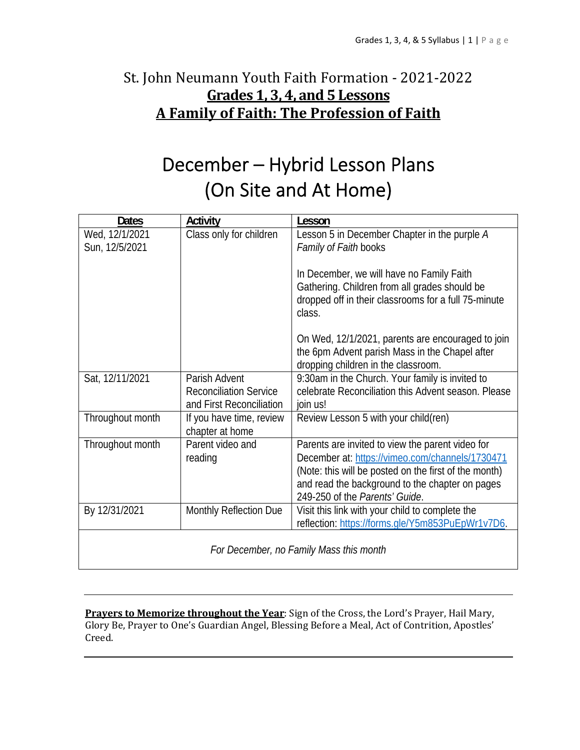# St. John Neumann Youth Faith Formation - 2021-2022

## Grades 1, 3, 4, and 5 Lessons

## A Family of Faith: The Profession of Faith

# December – Hybrid Lesson Plans (On Site and At Home)

| Dates | Activity | Lesson |
|---|---|---|
| Wed, 12/1/2021<br>Sun, 12/5/2021 | Class only for children | Lesson 5 in December Chapter in the purple *A Family of Faith* books<br><br>In December, we will have no Family Faith Gathering. Children from all grades should be dropped off in their classrooms for a full 75-minute class.<br><br>On Wed, 12/1/2021, parents are encouraged to join the 6pm Advent parish Mass in the Chapel after dropping children in the classroom. |
| Sat, 12/11/2021 | Parish Advent Reconciliation Service and First Reconciliation | 9:30am in the Church. Your family is invited to celebrate Reconciliation this Advent season. Please join us! |
| Throughout month | If you have time, review chapter at home | Review Lesson 5 with your child(ren) |
| Throughout month | Parent video and reading | Parents are invited to view the parent video for December at: https://vimeo.com/channels/1730471 (Note: this will be posted on the first of the month) and read the background to the chapter on pages 249-250 of the *Parents' Guide*. |
| By 12/31/2021 | Monthly Reflection Due | Visit this link with your child to complete the reflection: https://forms.gle/Y5m853PuEpWr1v7D6. |
| *For December, no Family Mass this month* | | |

---

**Prayers to Memorize throughout the Year**: Sign of the Cross, the Lord's Prayer, Hail Mary, Glory Be, Prayer to One's Guardian Angel, Blessing Before a Meal, Act of Contrition, Apostles' Creed.

---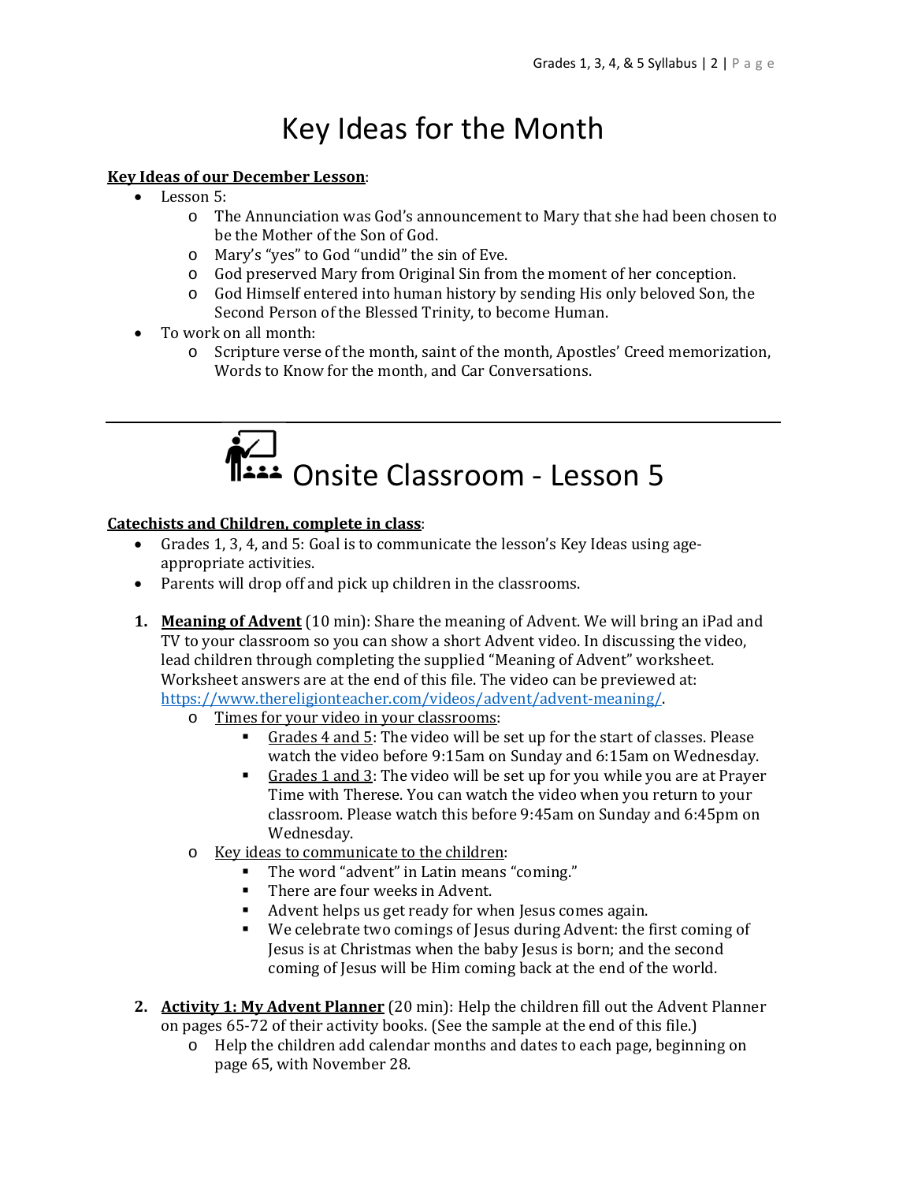# Key Ideas for the Month

**Key Ideas of our December Lesson**:

- Lesson 5:
    - The Annunciation was God's announcement to Mary that she had been chosen to be the Mother of the Son of God.
    - Mary's "yes" to God "undid" the sin of Eve.
    - God preserved Mary from Original Sin from the moment of her conception.
    - God Himself entered into human history by sending His only beloved Son, the Second Person of the Blessed Trinity, to become Human.
- To work on all month:
    - Scripture verse of the month, saint of the month, Apostles' Creed memorization, Words to Know for the month, and Car Conversations.

---

# Onsite Classroom - Lesson 5

**Catechists and Children, complete in class**:

- Grades 1, 3, 4, and 5: Goal is to communicate the lesson's Key Ideas using age-appropriate activities.
- Parents will drop off and pick up children in the classrooms.

1. **Meaning of Advent** (10 min): Share the meaning of Advent. We will bring an iPad and TV to your classroom so you can show a short Advent video. In discussing the video, lead children through completing the supplied "Meaning of Advent" worksheet. Worksheet answers are at the end of this file. The video can be previewed at: [https://www.thereligionteacher.com/videos/advent/advent-meaning/](https://www.thereligionteacher.com/videos/advent/advent-meaning/).
    - Times for your video in your classrooms:
        - Grades 4 and 5: The video will be set up for the start of classes. Please watch the video before 9:15am on Sunday and 6:15am on Wednesday.
        - Grades 1 and 3: The video will be set up for you while you are at Prayer Time with Therese. You can watch the video when you return to your classroom. Please watch this before 9:45am on Sunday and 6:45pm on Wednesday.
    - Key ideas to communicate to the children:
        - The word "advent" in Latin means "coming."
        - There are four weeks in Advent.
        - Advent helps us get ready for when Jesus comes again.
        - We celebrate two comings of Jesus during Advent: the first coming of Jesus is at Christmas when the baby Jesus is born; and the second coming of Jesus will be Him coming back at the end of the world.

2. **Activity 1: My Advent Planner** (20 min): Help the children fill out the Advent Planner on pages 65-72 of their activity books. (See the sample at the end of this file.)
    - Help the children add calendar months and dates to each page, beginning on page 65, with November 28.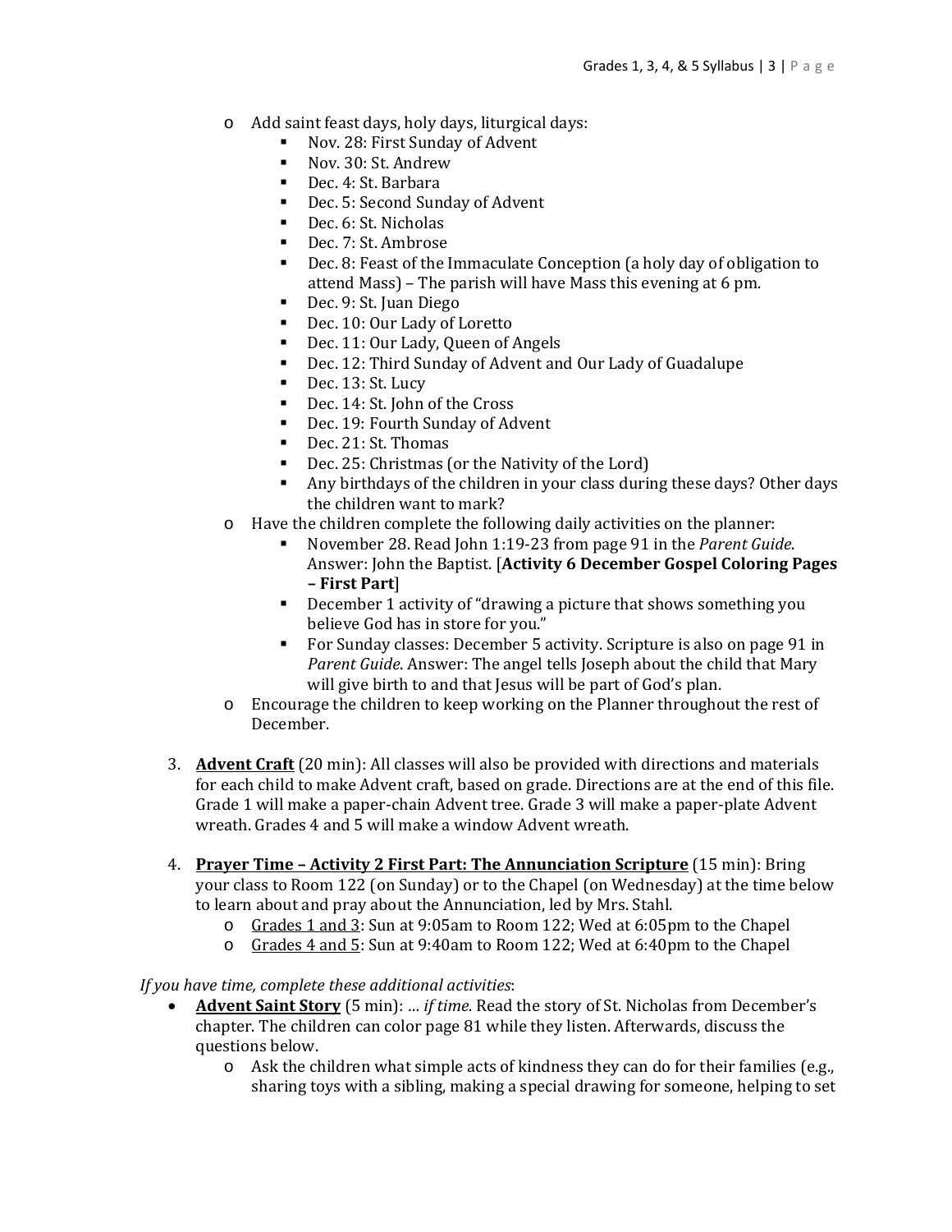- Add saint feast days, holy days, liturgical days:
    - Nov. 28: First Sunday of Advent
    - Nov. 30: St. Andrew
    - Dec. 4: St. Barbara
    - Dec. 5: Second Sunday of Advent
    - Dec. 6: St. Nicholas
    - Dec. 7: St. Ambrose
    - Dec. 8: Feast of the Immaculate Conception (a holy day of obligation to attend Mass) – The parish will have Mass this evening at 6 pm.
    - Dec. 9: St. Juan Diego
    - Dec. 10: Our Lady of Loretto
    - Dec. 11: Our Lady, Queen of Angels
    - Dec. 12: Third Sunday of Advent and Our Lady of Guadalupe
    - Dec. 13: St. Lucy
    - Dec. 14: St. John of the Cross
    - Dec. 19: Fourth Sunday of Advent
    - Dec. 21: St. Thomas
    - Dec. 25: Christmas (or the Nativity of the Lord)
    - Any birthdays of the children in your class during these days? Other days the children want to mark?
- Have the children complete the following daily activities on the planner:
    - November 28. Read John 1:19-23 from page 91 in the *Parent Guide*. Answer: John the Baptist. [**Activity 6 December Gospel Coloring Pages – First Part**]
    - December 1 activity of "drawing a picture that shows something you believe God has in store for you."
    - For Sunday classes: December 5 activity. Scripture is also on page 91 in *Parent Guide*. Answer: The angel tells Joseph about the child that Mary will give birth to and that Jesus will be part of God's plan.
- Encourage the children to keep working on the Planner throughout the rest of December.

3. **<u>Advent Craft</u>** (20 min): All classes will also be provided with directions and materials for each child to make Advent craft, based on grade. Directions are at the end of this file. Grade 1 will make a paper-chain Advent tree. Grade 3 will make a paper-plate Advent wreath. Grades 4 and 5 will make a window Advent wreath.

4. **<u>Prayer Time – Activity 2 First Part: The Annunciation Scripture</u>** (15 min): Bring your class to Room 122 (on Sunday) or to the Chapel (on Wednesday) at the time below to learn about and pray about the Annunciation, led by Mrs. Stahl.
    - <u>Grades 1 and 3</u>: Sun at 9:05am to Room 122; Wed at 6:05pm to the Chapel
    - <u>Grades 4 and 5</u>: Sun at 9:40am to Room 122; Wed at 6:40pm to the Chapel

*If you have time, complete these additional activities*:

- **<u>Advent Saint Story</u>** (5 min): *… if time.* Read the story of St. Nicholas from December's chapter. The children can color page 81 while they listen. Afterwards, discuss the questions below.
    - Ask the children what simple acts of kindness they can do for their families (e.g., sharing toys with a sibling, making a special drawing for someone, helping to set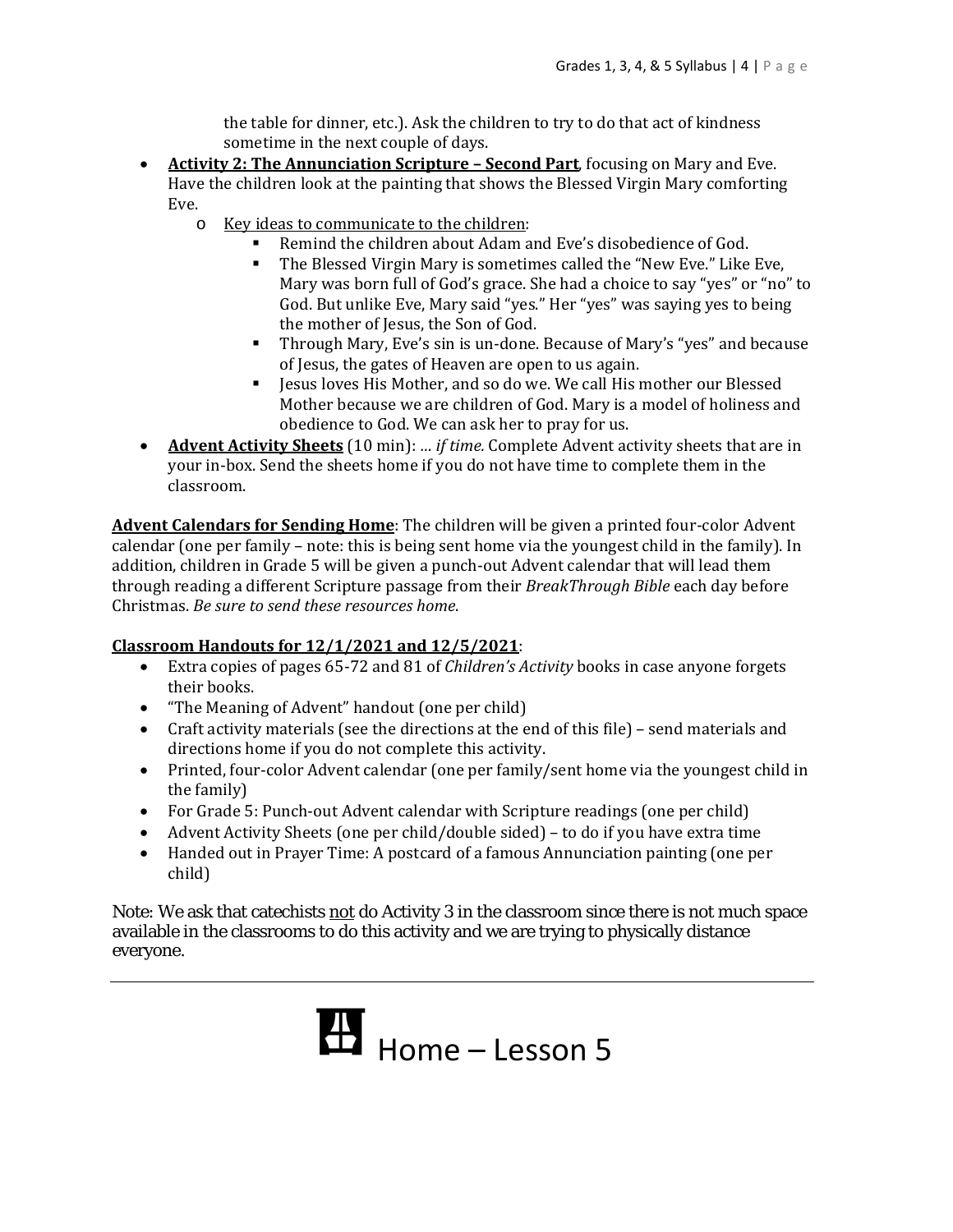the table for dinner, etc.). Ask the children to try to do that act of kindness sometime in the next couple of days.

- **Activity 2: The Annunciation Scripture – Second Part**, focusing on Mary and Eve. Have the children look at the painting that shows the Blessed Virgin Mary comforting Eve.
  - Key ideas to communicate to the children:
    - Remind the children about Adam and Eve's disobedience of God.
    - The Blessed Virgin Mary is sometimes called the "New Eve." Like Eve, Mary was born full of God's grace. She had a choice to say "yes" or "no" to God. But unlike Eve, Mary said "yes." Her "yes" was saying yes to being the mother of Jesus, the Son of God.
    - Through Mary, Eve's sin is un-done. Because of Mary's "yes" and because of Jesus, the gates of Heaven are open to us again.
    - Jesus loves His Mother, and so do we. We call His mother our Blessed Mother because we are children of God. Mary is a model of holiness and obedience to God. We can ask her to pray for us.
- **Advent Activity Sheets** (10 min): *... if time.* Complete Advent activity sheets that are in your in-box. Send the sheets home if you do not have time to complete them in the classroom.

**Advent Calendars for Sending Home**: The children will be given a printed four-color Advent calendar (one per family – note: this is being sent home via the youngest child in the family). In addition, children in Grade 5 will be given a punch-out Advent calendar that will lead them through reading a different Scripture passage from their *BreakThrough Bible* each day before Christmas. *Be sure to send these resources home.*

**Classroom Handouts for 12/1/2021 and 12/5/2021**:

- Extra copies of pages 65-72 and 81 of *Children's Activity* books in case anyone forgets their books.
- "The Meaning of Advent" handout (one per child)
- Craft activity materials (see the directions at the end of this file) – send materials and directions home if you do not complete this activity.
- Printed, four-color Advent calendar (one per family/sent home via the youngest child in the family)
- For Grade 5: Punch-out Advent calendar with Scripture readings (one per child)
- Advent Activity Sheets (one per child/double sided) – to do if you have extra time
- Handed out in Prayer Time: A postcard of a famous Annunciation painting (one per child)

Note: We ask that catechists not do Activity 3 in the classroom since there is not much space available in the classrooms to do this activity and we are trying to physically distance everyone.

---

# Home – Lesson 5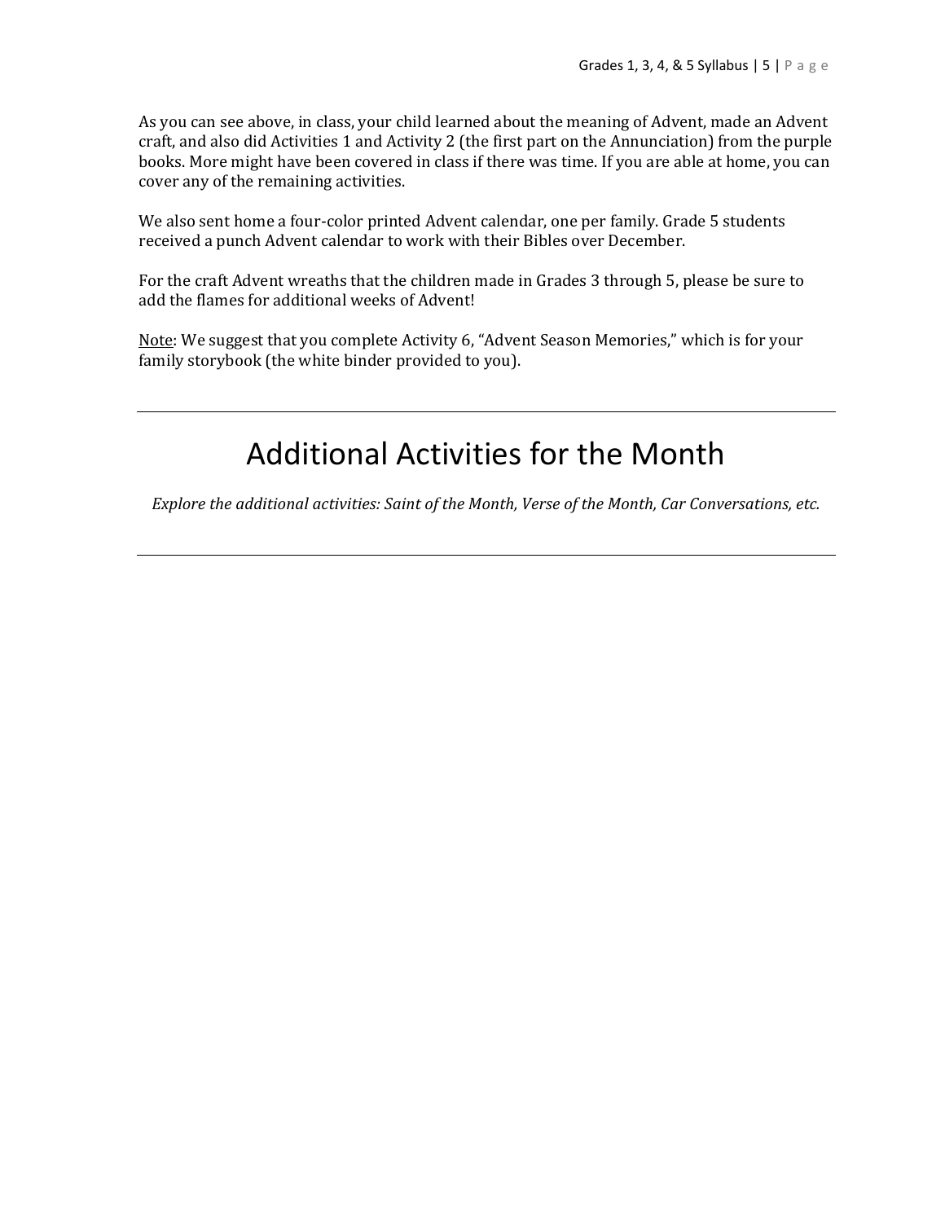As you can see above, in class, your child learned about the meaning of Advent, made an Advent craft, and also did Activities 1 and Activity 2 (the first part on the Annunciation) from the purple books. More might have been covered in class if there was time. If you are able at home, you can cover any of the remaining activities.

We also sent home a four-color printed Advent calendar, one per family. Grade 5 students received a punch Advent calendar to work with their Bibles over December.

For the craft Advent wreaths that the children made in Grades 3 through 5, please be sure to add the flames for additional weeks of Advent!

<u>Note</u>: We suggest that you complete Activity 6, "Advent Season Memories," which is for your family storybook (the white binder provided to you).

---

# Additional Activities for the Month

*Explore the additional activities: Saint of the Month, Verse of the Month, Car Conversations, etc.*

---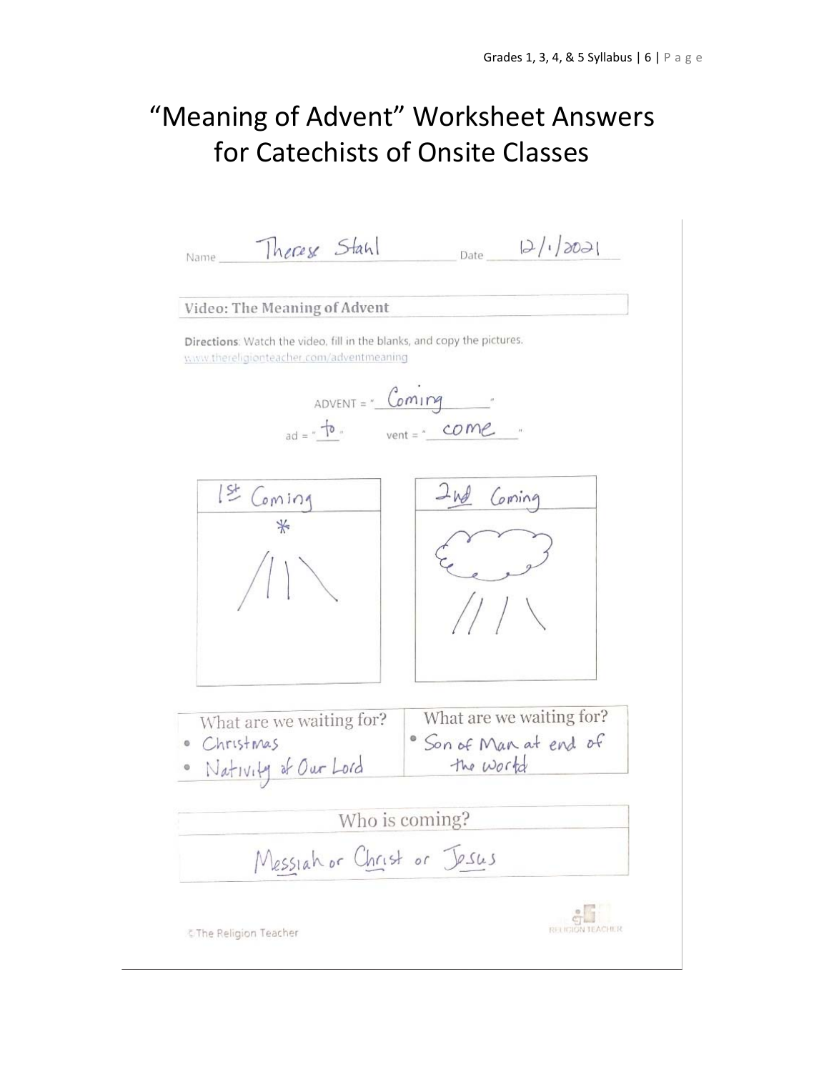# "Meaning of Advent" Worksheet Answers for Catechists of Onsite Classes

Name Therese Stahl Date 12/1/2021

**Video: The Meaning of Advent**

**Directions**: Watch the video, fill in the blanks, and copy the pictures.
www.thereligionteacher.com/adventmeaning

ADVENT = " Coming "

ad = " to " vent = " come "

| 1st Coming | 2nd Coming |
|---|---|
| | |

| What are we waiting for? | What are we waiting for? |
|---|---|
| • Christmas<br>• Nativity of Our Lord | • Son of Man at end of the world |

| Who is coming? |
|---|
| Messiah or Christ or Jesus |

© The Religion Teacher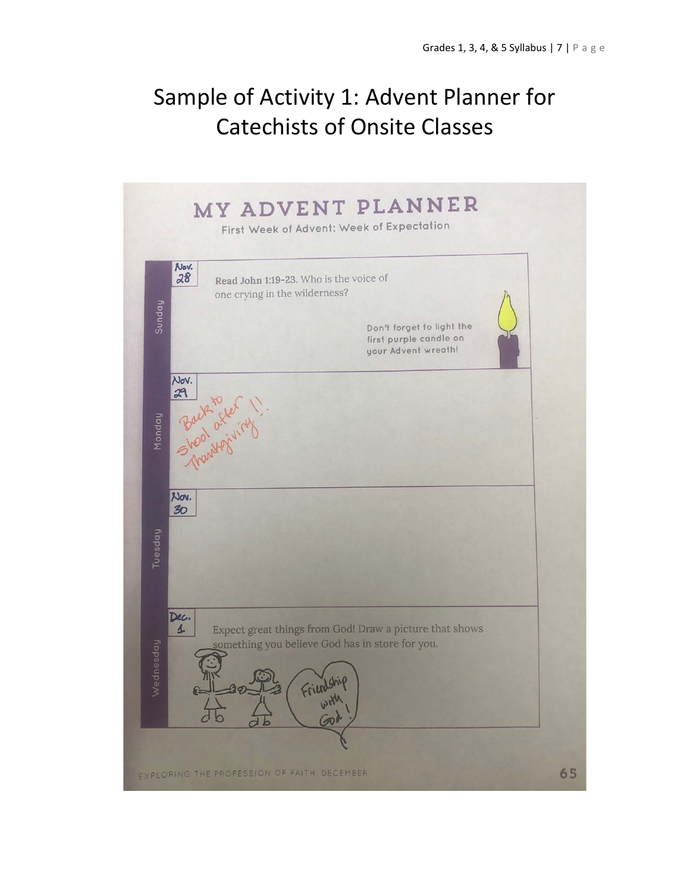# Sample of Activity 1: Advent Planner for Catechists of Onsite Classes

## MY ADVENT PLANNER

First Week of Advent: Week of Expectation

**Sunday** — Nov. 28

**Read John 1:19-23.** Who is the voice of one crying in the wilderness?

Don't forget to light the first purple candle on your Advent wreath!

**Monday** — Nov. 29

Back to shool after Thanksgiving!!

**Tuesday** — Nov. 30

**Wednesday** — Dec. 1

Expect great things from God! Draw a picture that shows something you believe God has in store for you.

Friendship with God!

EXPLORING THE PROFESSION OF FAITH, DECEMBER

65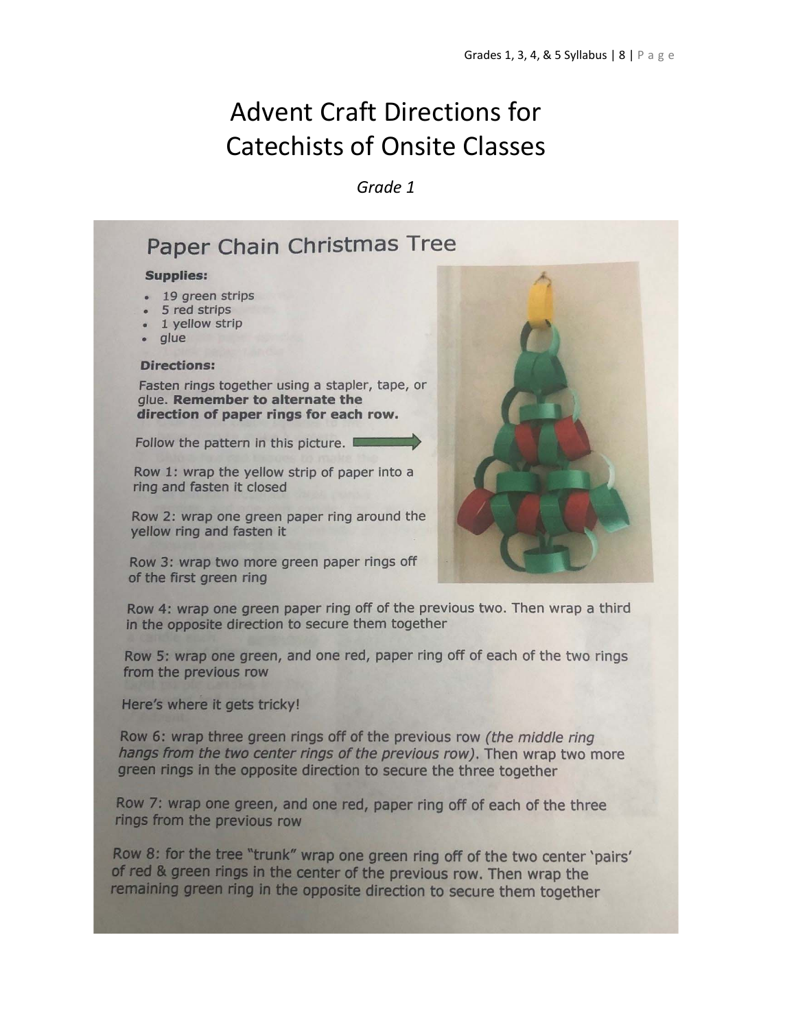# Advent Craft Directions for Catechists of Onsite Classes

*Grade 1*

## Paper Chain Christmas Tree

**Supplies:**

- 19 green strips
- 5 red strips
- 1 yellow strip
- glue

**Directions:**

Fasten rings together using a stapler, tape, or glue. **Remember to alternate the direction of paper rings for each row.**

Follow the pattern in this picture.

Row 1: wrap the yellow strip of paper into a ring and fasten it closed

Row 2: wrap one green paper ring around the yellow ring and fasten it

Row 3: wrap two more green paper rings off of the first green ring

Row 4: wrap one green paper ring off of the previous two. Then wrap a third in the opposite direction to secure them together

Row 5: wrap one green, and one red, paper ring off of each of the two rings from the previous row

Here's where it gets tricky!

Row 6: wrap three green rings off of the previous row *(the middle ring hangs from the two center rings of the previous row)*. Then wrap two more green rings in the opposite direction to secure the three together

Row 7: wrap one green, and one red, paper ring off of each of the three rings from the previous row

Row 8: for the tree "trunk" wrap one green ring off of the two center 'pairs' of red & green rings in the center of the previous row. Then wrap the remaining green ring in the opposite direction to secure them together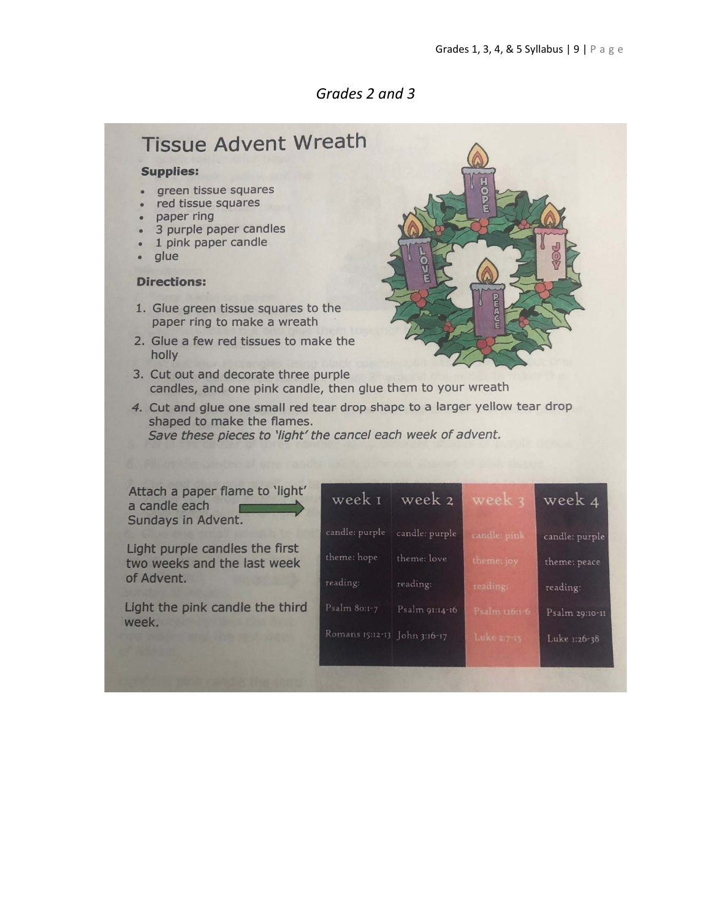*Grades 2 and 3*

# Tissue Advent Wreath

**Supplies:**

- green tissue squares
- red tissue squares
- paper ring
- 3 purple paper candles
- 1 pink paper candle
- glue

**Directions:**

1. Glue green tissue squares to the paper ring to make a wreath
2. Glue a few red tissues to make the holly
3. Cut out and decorate three purple candles, and one pink candle, then glue them to your wreath
4. Cut and glue one small red tear drop shape to a larger yellow tear drop shaped to make the flames.
   *Save these pieces to 'light' the cancel each week of advent.*

Attach a paper flame to 'light' a candle each Sundays in Advent.

Light purple candles the first two weeks and the last week of Advent.

Light the pink candle the third week.

| week 1 | week 2 | week 3 | week 4 |
|---|---|---|---|
| candle: purple | candle: purple | candle: pink | candle: purple |
| theme: hope | theme: love | theme: joy | theme: peace |
| reading: | reading: | reading: | reading: |
| Psalm 80:1-7 | Psalm 91:14-16 | Psalm 126:1-6 | Psalm 29:10-11 |
| Romans 15:12-13 | John 3:16-17 | Luke 2:7-15 | Luke 1:26-38 |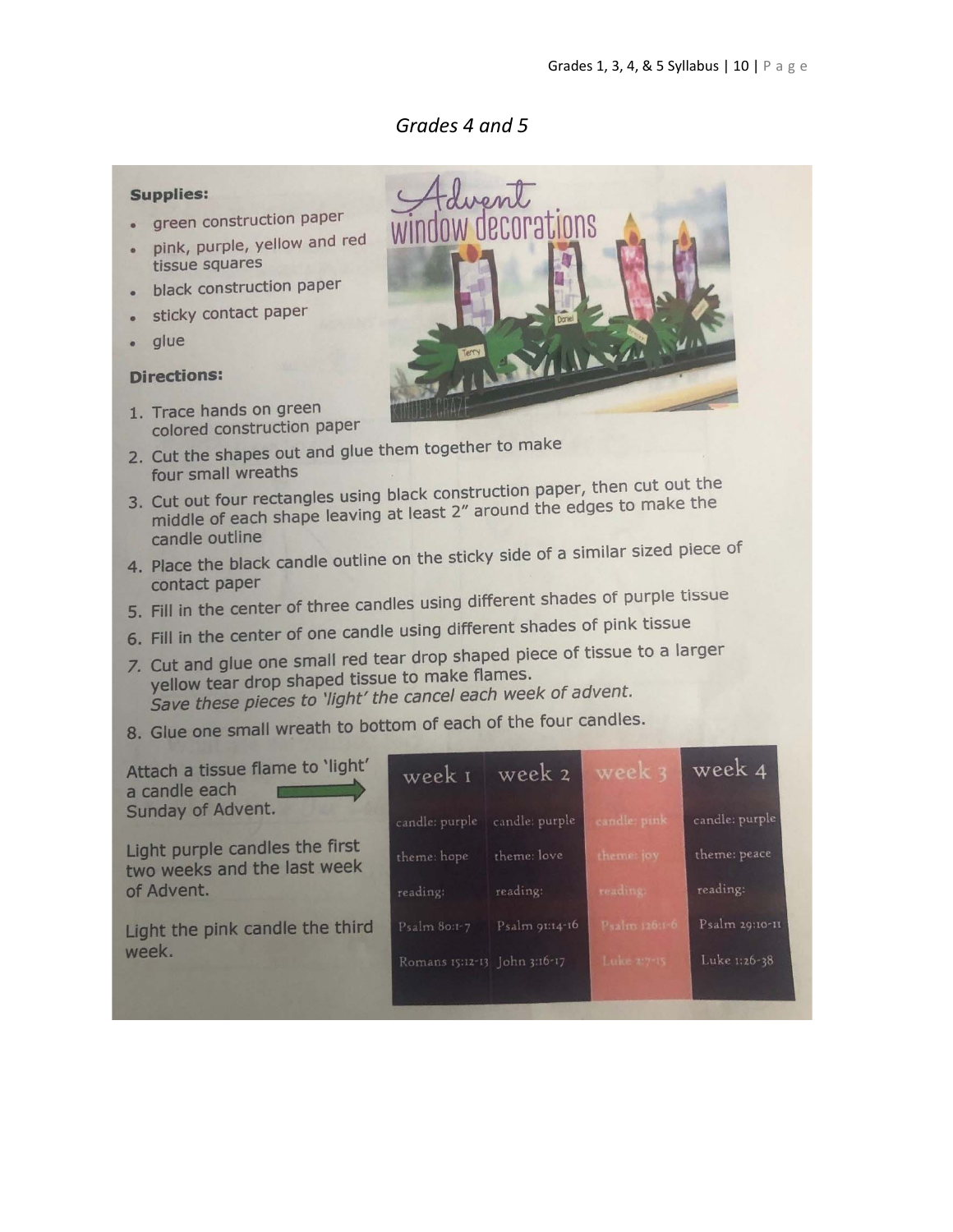*Grades 4 and 5*

**Supplies:**

- green construction paper
- pink, purple, yellow and red tissue squares
- black construction paper
- sticky contact paper
- glue

Advent window decorations

**Directions:**

1. Trace hands on green colored construction paper
2. Cut the shapes out and glue them together to make four small wreaths
3. Cut out four rectangles using black construction paper, then cut out the middle of each shape leaving at least 2" around the edges to make the candle outline
4. Place the black candle outline on the sticky side of a similar sized piece of contact paper
5. Fill in the center of three candles using different shades of purple tissue
6. Fill in the center of one candle using different shades of pink tissue
7. Cut and glue one small red tear drop shaped piece of tissue to a larger yellow tear drop shaped tissue to make flames.
   *Save these pieces to 'light' the cancel each week of advent.*
8. Glue one small wreath to bottom of each of the four candles.

Attach a tissue flame to 'light' a candle each Sunday of Advent.

Light purple candles the first two weeks and the last week of Advent.

Light the pink candle the third week.

| week 1 | week 2 | week 3 | week 4 |
|---|---|---|---|
| candle: purple | candle: purple | candle: pink | candle: purple |
| theme: hope | theme: love | theme: joy | theme: peace |
| reading: | reading: | reading: | reading: |
| Psalm 80:1-7 | Psalm 91:14-16 | Psalm 126:1-6 | Psalm 29:10-11 |
| Romans 15:12-13 | John 3:16-17 | Luke 2:7-15 | Luke 1:26-38 |